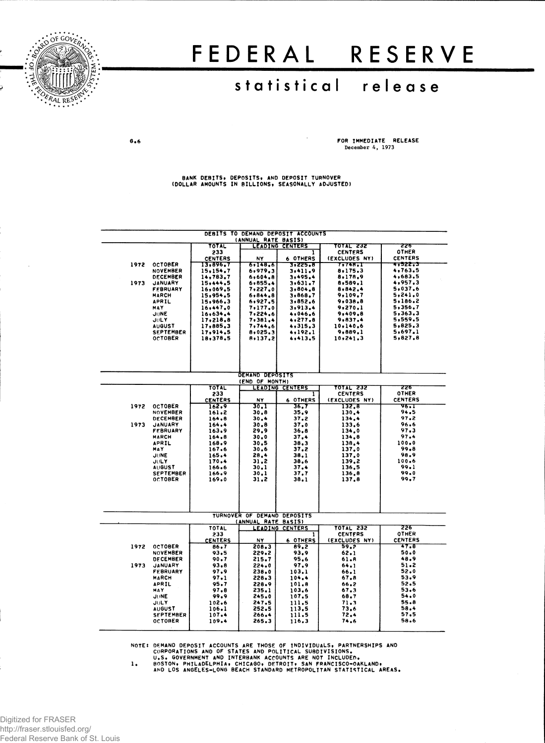# FEDERAL RESERVE

## statistical release

G.6

FOR IMMEDIATE RELEASE
December 4, 1973

BANK DEBITS, DEPOSITS, AND DEPOSIT TURNOVER
(DOLLAR AMOUNTS IN BILLIONS, SEASONALLY ADJUSTED)

**DEBITS TO DEMAND DEPOSIT ACCOUNTS (ANNUAL RATE BASIS)**

| | | TOTAL 233 CENTERS | LEADING CENTERS | | TOTAL 232 CENTERS (EXCLUDES NY) | 226 OTHER CENTERS |
|---|---|---|---|---|---|---|
| | | | NY | 6 OTHERS[1] | | |
| 1972 | OCTOBER | 13,896.7 | 6,148.6 | 3,225.8 | 7,748.1 | 4,522.3 |
| | NOVEMBER | 15,154.7 | 6,979.3 | 3,411.9 | 8,175.3 | 4,763.5 |
| | DECEMBER | 14,783.7 | 6,604.8 | 3,495.4 | 8,178.9 | 4,683.5 |
| 1973 | JANUARY | 15,444.5 | 6,855.4 | 3,631.7 | 8,589.1 | 4,957.3 |
| | FEBRUARY | 16,069.5 | 7,227.0 | 3,804.8 | 8,842.4 | 5,037.6 |
| | MARCH | 15,954.5 | 6,844.8 | 3,868.7 | 9,109.7 | 5,241.0 |
| | APRIL | 15,966.3 | 6,927.5 | 3,852.6 | 9,038.8 | 5,186.2 |
| | MAY | 16,447.0 | 7,177.0 | 3,913.4 | 9,270.1 | 5,356.7 |
| | JUNE | 16,634.4 | 7,224.6 | 4,046.6 | 9,409.8 | 5,363.3 |
| | JULY | 17,218.8 | 7,381.4 | 4,277.8 | 9,837.4 | 5,559.5 |
| | AUGUST | 17,885.3 | 7,744.6 | 4,315.3 | 10,140.6 | 5,825.3 |
| | SEPTEMBER | 17,914.5 | 8,025.3 | 4,192.1 | 9,889.1 | 5,697.1 |
| | OCTOBER | 18,378.5 | 8,137.2 | 4,413.5 | 10,241.3 | 5,827.8 |

**DEMAND DEPOSITS (END OF MONTH)**

| | | TOTAL 233 CENTERS | LEADING CENTERS | | TOTAL 232 CENTERS (EXCLUDES NY) | 226 OTHER CENTERS |
|---|---|---|---|---|---|---|
| | | | NY | 6 OTHERS[1] | | |
| 1972 | OCTOBER | 162.9 | 30.1 | 36.7 | 132.8 | 96.1 |
| | NOVEMBER | 161.2 | 30.8 | 35.9 | 130.4 | 94.5 |
| | DECEMBER | 164.8 | 30.4 | 37.2 | 134.4 | 97.2 |
| 1973 | JANUARY | 164.4 | 30.8 | 37.0 | 133.6 | 96.6 |
| | FEBRUARY | 163.9 | 29.9 | 36.8 | 134.0 | 97.3 |
| | MARCH | 164.8 | 30.0 | 37.4 | 134.8 | 97.4 |
| | APRIL | 168.9 | 30.5 | 38.3 | 138.4 | 100.0 |
| | MAY | 167.6 | 30.6 | 37.2 | 137.0 | 99.8 |
| | JUNE | 165.4 | 28.4 | 38.1 | 137.0 | 98.9 |
| | JULY | 170.4 | 31.2 | 38.6 | 139.2 | 100.6 |
| | AUGUST | 166.6 | 30.1 | 37.4 | 136.5 | 99.1 |
| | SEPTEMBER | 166.9 | 30.1 | 37.7 | 136.8 | 99.0 |
| | OCTOBER | 169.0 | 31.2 | 38.1 | 137.8 | 99.7 |

**TURNOVER OF DEMAND DEPOSITS (ANNUAL RATE BASIS)**

| | | TOTAL 233 CENTERS | LEADING CENTERS | | TOTAL 232 CENTERS (EXCLUDES NY) | 226 OTHER CENTERS |
|---|---|---|---|---|---|---|
| | | | NY | 6 OTHERS[1] | | |
| 1972 | OCTOBER | 86.7 | 208.3 | 89.2 | 59.2 | 47.8 |
| | NOVEMBER | 93.5 | 229.2 | 93.9 | 62.1 | 50.0 |
| | DECEMBER | 90.7 | 215.7 | 95.6 | 61.8 | 48.9 |
| 1973 | JANUARY | 93.8 | 224.0 | 97.9 | 64.1 | 51.2 |
| | FEBRUARY | 97.9 | 238.0 | 103.1 | 66.1 | 52.0 |
| | MARCH | 97.1 | 228.3 | 104.4 | 67.8 | 53.9 |
| | APRIL | 95.7 | 228.9 | 101.8 | 66.2 | 52.5 |
| | MAY | 97.8 | 235.1 | 103.6 | 67.3 | 53.6 |
| | JUNE | 99.9 | 245.0 | 107.5 | 68.7 | 54.0 |
| | JULY | 102.6 | 247.5 | 111.5 | 71.3 | 55.8 |
| | AUGUST | 106.1 | 252.5 | 113.5 | 73.6 | 58.4 |
| | SEPTEMBER | 107.4 | 266.4 | 111.5 | 72.4 | 57.5 |
| | OCTOBER | 109.4 | 265.3 | 116.3 | 74.6 | 58.6 |

NOTE: DEMAND DEPOSIT ACCOUNTS ARE THOSE OF INDIVIDUALS, PARTNERSHIPS AND CORPORATIONS AND OF STATES AND POLITICAL SUBDIVISIONS. U.S. GOVERNMENT AND INTERBANK ACCOUNTS ARE NOT INCLUDED.

1. BOSTON, PHILADELPHIA, CHICAGO, DETROIT, SAN FRANCISCO-OAKLAND, AND LOS ANGELES-LONG BEACH STANDARD METROPOLITAN STATISTICAL AREAS.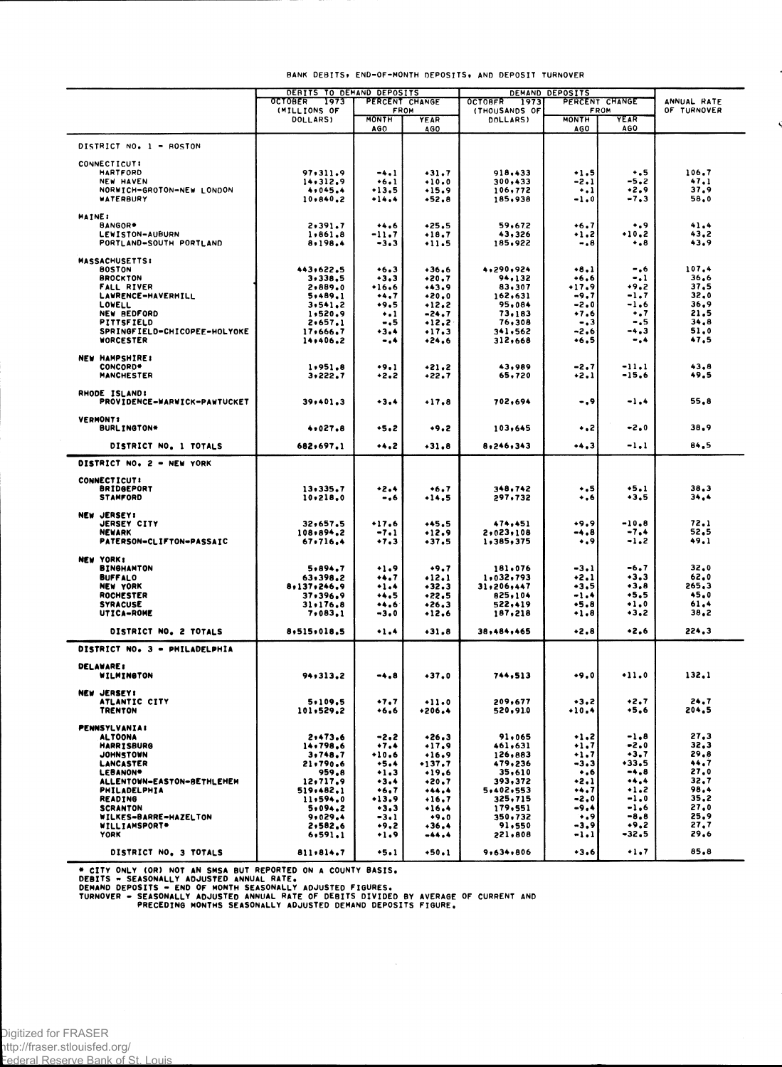BANK DEBITS, END-OF-MONTH DEPOSITS, AND DEPOSIT TURNOVER

| | DEBITS TO DEMAND DEPOSITS | | | DEMAND DEPOSITS | | | ANNUAL RATE OF TURNOVER |
|---|---|---|---|---|---|---|---|
| | OCTOBER 1973 (MILLIONS OF DOLLARS) | PERCENT CHANGE FROM | | OCTOBER 1973 (THOUSANDS OF DOLLARS) | PERCENT CHANGE FROM | | |
| | | MONTH AGO | YEAR AGO | | MONTH AGO | YEAR AGO | |
| **DISTRICT NO. 1 - BOSTON** | | | | | | | |
| **CONNECTICUT:** | | | | | | | |
| HARTFORD | 97,311.9 | -4.1 | +31.7 | 918,433 | +1.5 | +.5 | 106.7 |
| NEW HAVEN | 14,312.9 | +6.1 | +10.0 | 300,433 | -2.1 | -5.2 | 47.1 |
| NORWICH-GROTON-NEW LONDON | 4,045.4 | +13.5 | +15.9 | 106,772 | +.1 | +2.9 | 37.9 |
| WATERBURY | 10,840.2 | +14.4 | +52.8 | 185,938 | -1.0 | -7.3 | 58.0 |
| **MAINE:** | | | | | | | |
| BANGOR* | 2,391.7 | +4.6 | +25.5 | 59,672 | +6.7 | +.9 | 41.4 |
| LEWISTON-AUBURN | 1,861.8 | -11.7 | +18.7 | 43,326 | +1.2 | +10.2 | 43.2 |
| PORTLAND-SOUTH PORTLAND | 8,198.4 | -3.3 | +11.5 | 185,922 | -.8 | +.8 | 43.9 |
| **MASSACHUSETTS:** | | | | | | | |
| BOSTON | 443,622.5 | +6.3 | +36.6 | 4,290,924 | +8.1 | -.6 | 107.4 |
| BROCKTON | 3,338.5 | +3.3 | +20.7 | 94,132 | +6.6 | -.1 | 36.6 |
| FALL RIVER | 2,889.0 | +16.6 | +43.9 | 83,307 | +17.9 | +9.2 | 37.5 |
| LAWRENCE-HAVERHILL | 5,489.1 | +4.7 | +20.0 | 162,631 | -9.7 | -1.7 | 32.0 |
| LOWELL | 3,541.2 | +9.5 | +12.2 | 95,084 | -2.0 | -1.6 | 36.9 |
| NEW BEDFORD | 1,520.9 | +.1 | -24.7 | 73,183 | +7.6 | +.7 | 21.5 |
| PITTSFIELD | 2,657.1 | -.5 | +12.2 | 76,308 | -.3 | -.5 | 34.8 |
| SPRINGFIELD-CHICOPEE-HOLYOKE | 17,666.7 | +3.4 | +17.3 | 341,562 | -2.6 | -4.3 | 51.0 |
| WORCESTER | 14,406.2 | -.4 | +24.6 | 312,668 | +6.5 | -.4 | 47.5 |
| **NEW HAMPSHIRE:** | | | | | | | |
| CONCORD* | 1,951.8 | +9.1 | +21.2 | 43,989 | -2.7 | -11.1 | 43.8 |
| MANCHESTER | 3,222.7 | +2.2 | +22.7 | 65,720 | +2.1 | -15.6 | 49.5 |
| **RHODE ISLAND:** | | | | | | | |
| PROVIDENCE-WARWICK-PAWTUCKET | 39,401.3 | +3.4 | +17.8 | 702,694 | -.9 | -1.4 | 55.8 |
| **VERMONT:** | | | | | | | |
| BURLINGTON* | 4,027.8 | +5.2 | +9.2 | 103,645 | +.2 | -2.0 | 38.9 |
| DISTRICT NO. 1 TOTALS | 682,697.1 | +4.2 | +31.8 | 8,246,343 | +4.3 | -1.1 | 84.5 |
| **DISTRICT NO. 2 - NEW YORK** | | | | | | | |
| **CONNECTICUT:** | | | | | | | |
| BRIDGEPORT | 13,335.7 | +2.4 | +6.7 | 348,742 | +.5 | +5.1 | 38.3 |
| STAMFORD | 10,218.0 | -.6 | +14.5 | 297,732 | +.6 | +3.5 | 34.4 |
| **NEW JERSEY:** | | | | | | | |
| JERSEY CITY | 32,657.5 | +17.6 | +45.5 | 474,451 | +9.9 | -10.8 | 72.1 |
| NEWARK | 108,894.2 | -7.1 | +12.9 | 2,023,108 | -4.8 | -7.4 | 52.5 |
| PATERSON-CLIFTON-PASSAIC | 67,716.4 | +7.3 | +37.5 | 1,385,375 | +.9 | -1.2 | 49.1 |
| **NEW YORK:** | | | | | | | |
| BINGHAMTON | 5,894.7 | +1.9 | +9.7 | 181,076 | -3.1 | -6.7 | 32.0 |
| BUFFALO | 63,398.2 | +4.7 | +12.1 | 1,032,793 | +2.1 | +3.3 | 62.0 |
| NEW YORK | 8,137,246.9 | +1.4 | +32.3 | 31,206,447 | +3.5 | +3.8 | 265.3 |
| ROCHESTER | 37,396.9 | +4.5 | +22.5 | 825,104 | -1.4 | +5.5 | 45.0 |
| SYRACUSE | 31,176.8 | +4.6 | +26.3 | 522,419 | +5.8 | +1.0 | 61.4 |
| UTICA-ROME | 7,083.1 | -3.0 | +12.6 | 187,218 | +1.8 | +3.2 | 38.2 |
| DISTRICT NO. 2 TOTALS | 8,515,018.5 | +1.4 | +31.8 | 38,484,465 | +2.8 | +2.6 | 224.3 |
| **DISTRICT NO. 3 - PHILADELPHIA** | | | | | | | |
| **DELAWARE:** | | | | | | | |
| WILMINGTON | 94,313.2 | -4.8 | +37.0 | 744,513 | +9.0 | +11.0 | 132.1 |
| **NEW JERSEY:** | | | | | | | |
| ATLANTIC CITY | 5,109.5 | +7.7 | +11.0 | 209,677 | +3.2 | +2.7 | 24.7 |
| TRENTON | 101,529.2 | +6.6 | +206.4 | 520,910 | +10.4 | +5.6 | 204.5 |
| **PENNSYLVANIA:** | | | | | | | |
| ALTOONA | 2,473.6 | -2.2 | +26.3 | 91,065 | +1.2 | -1.8 | 27.3 |
| HARRISBURG | 14,798.6 | +7.4 | +17.9 | 461,631 | +1.7 | -2.0 | 32.3 |
| JOHNSTOWN | 3,748.7 | +10.6 | +16.9 | 126,883 | +1.7 | +3.7 | 29.8 |
| LANCASTER | 21,790.6 | +5.4 | +137.7 | 479,236 | -3.3 | +33.5 | 44.7 |
| LEBANON* | 959.8 | +1.3 | +19.6 | 35,610 | +.6 | -4.8 | 27.0 |
| ALLENTOWN-EASTON-BETHLEHEM | 12,717.9 | +3.4 | +20.7 | 393,372 | +2.1 | +4.4 | 32.7 |
| PHILADELPHIA | 519,482.1 | +6.7 | +44.4 | 5,402,553 | +4.7 | +1.2 | 98.4 |
| READING | 11,594.0 | +13.9 | +16.7 | 325,715 | -2.0 | -1.0 | 35.2 |
| SCRANTON | 5,094.2 | +3.3 | +16.4 | 179,551 | -9.4 | -1.6 | 27.0 |
| WILKES-BARRE-HAZELTON | 9,029.4 | -3.1 | +9.0 | 350,732 | +.9 | -8.8 | 25.9 |
| WILLIAMSPORT* | 2,582.6 | +9.2 | +36.4 | 91,550 | -3.9 | +9.2 | 27.7 |
| YORK | 6,591.1 | +1.9 | -44.4 | 221,808 | -1.1 | -32.5 | 29.6 |
| DISTRICT NO. 3 TOTALS | 811,814.7 | +5.1 | +50.1 | 9,634,806 | +3.6 | +1.7 | 85.8 |

* CITY ONLY (OR) NOT AN SMSA BUT REPORTED ON A COUNTY BASIS.
DEBITS - SEASONALLY ADJUSTED ANNUAL RATE.
DEMAND DEPOSITS - END OF MONTH SEASONALLY ADJUSTED FIGURES.
TURNOVER - SEASONALLY ADJUSTED ANNUAL RATE OF DEBITS DIVIDED BY AVERAGE OF CURRENT AND PRECEDING MONTHS SEASONALLY ADJUSTED DEMAND DEPOSITS FIGURE.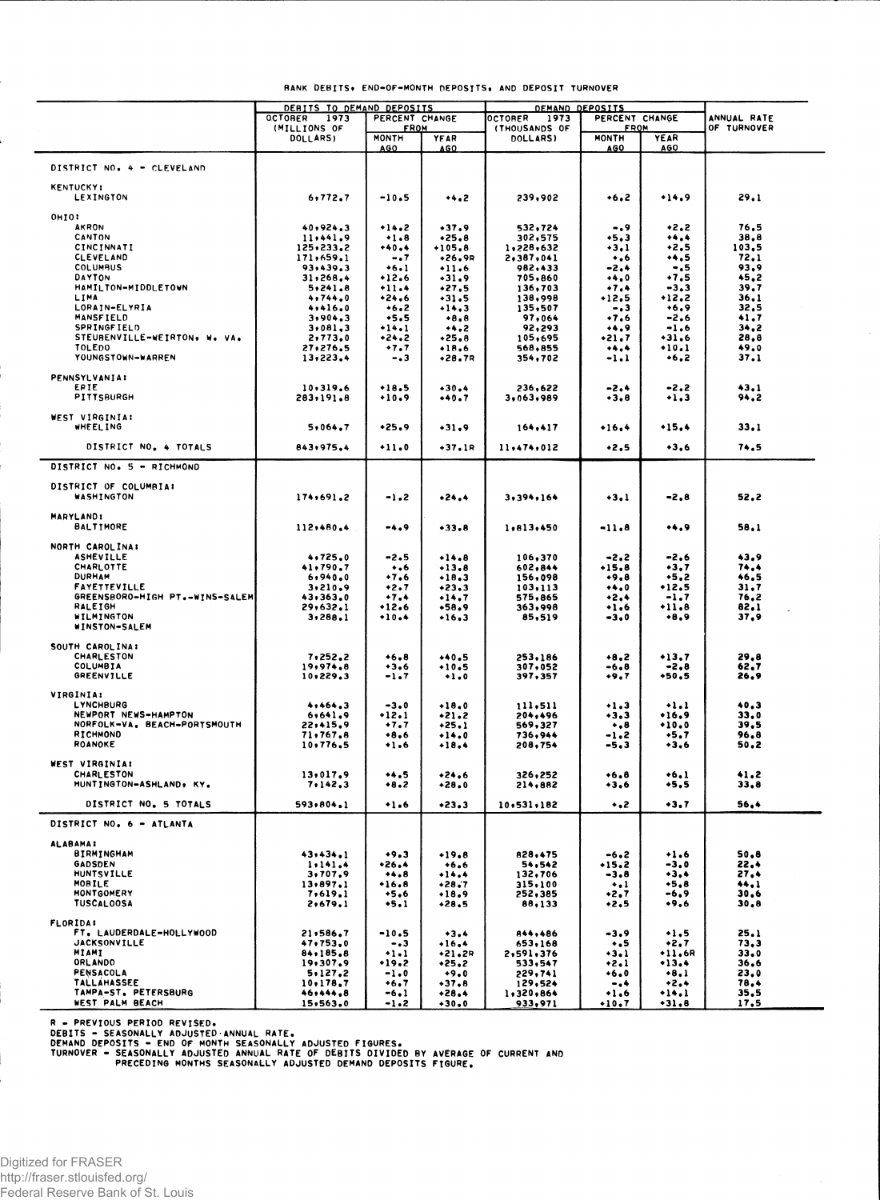BANK DEBITS, END-OF-MONTH DEPOSITS, AND DEPOSIT TURNOVER

| | DEBITS TO DEMAND DEPOSITS | | | DEMAND DEPOSITS | | | ANNUAL RATE OF TURNOVER |
|---|---|---|---|---|---|---|---|
| | OCTOBER 1973 (MILLIONS OF DOLLARS) | PERCENT CHANGE FROM | | OCTOBER 1973 (THOUSANDS OF DOLLARS) | PERCENT CHANGE FROM | | |
| | | MONTH AGO | YEAR AGO | | MONTH AGO | YEAR AGO | |
| **DISTRICT NO. 4 - CLEVELAND** | | | | | | | |
| KENTUCKY: | | | | | | | |
| LEXINGTON | 6,772.7 | -10.5 | +4.2 | 239,902 | +6.2 | +14.9 | 29.1 |
| OHIO: | | | | | | | |
| AKRON | 40,924.3 | +14.2 | +37.9 | 532,724 | -.9 | +2.2 | 76.5 |
| CANTON | 11,441.9 | +1.8 | +25.8 | 302,575 | +5.3 | +4.4 | 38.8 |
| CINCINNATI | 125,233.2 | +40.4 | +105.8 | 1,228,632 | +3.1 | +2.5 | 103.5 |
| CLEVELAND | 171,659.1 | -.7 | +26.9R | 2,387,041 | +.6 | +4.5 | 72.1 |
| COLUMBUS | 93,439.3 | +6.1 | +11.6 | 982,433 | -2.4 | -.5 | 93.9 |
| DAYTON | 31,268.4 | +12.6 | +31.9 | 705,860 | +4.0 | +7.5 | 45.2 |
| HAMILTON-MIDDLETOWN | 5,241.8 | +11.4 | +27.5 | 136,703 | +7.4 | -3.3 | 39.7 |
| LIMA | 4,744.0 | +24.6 | +31.5 | 138,998 | +12.5 | +12.2 | 36.1 |
| LORAIN-ELYRIA | 4,416.0 | +6.2 | +14.3 | 135,507 | -.3 | +6.9 | 32.5 |
| MANSFIELD | 3,904.3 | +5.5 | +8.8 | 97,064 | +7.6 | -2.6 | 41.7 |
| SPRINGFIELD | 3,081.3 | +14.1 | +4.2 | 92,293 | +4.9 | -1.6 | 34.2 |
| STEUBENVILLE-WEIRTON, W. VA. | 2,773.0 | +24.2 | +25.8 | 105,695 | +21.7 | +31.6 | 28.8 |
| TOLEDO | 27,276.5 | +7.7 | +18.6 | 568,855 | +4.4 | +10.1 | 49.0 |
| YOUNGSTOWN-WARREN | 13,223.4 | -.3 | +28.7R | 354,702 | -1.1 | +6.2 | 37.1 |
| PENNSYLVANIA: | | | | | | | |
| ERIE | 10,319.6 | +18.5 | +30.4 | 236,622 | -2.4 | -2.2 | 43.1 |
| PITTSBURGH | 283,191.8 | +10.9 | +40.7 | 3,063,989 | +3.8 | +1.3 | 94.2 |
| WEST VIRGINIA: | | | | | | | |
| WHEELING | 5,064.7 | +25.9 | +31.9 | 164,417 | +16.4 | +15.4 | 33.1 |
| DISTRICT NO. 4 TOTALS | 843,975.4 | +11.0 | +37.1R | 11,474,012 | +2.5 | +3.6 | 74.5 |
| **DISTRICT NO. 5 - RICHMOND** | | | | | | | |
| DISTRICT OF COLUMBIA: | | | | | | | |
| WASHINGTON | 174,691.2 | -1.2 | +24.4 | 3,394,164 | +3.1 | -2.8 | 52.2 |
| MARYLAND: | | | | | | | |
| BALTIMORE | 112,480.4 | -4.9 | +33.8 | 1,813,450 | -11.8 | +4.9 | 58.1 |
| NORTH CAROLINA: | | | | | | | |
| ASHEVILLE | 4,725.0 | -2.5 | +14.8 | 106,370 | -2.2 | -2.6 | 43.9 |
| CHARLOTTE | 41,790.7 | +.6 | +13.8 | 602,844 | +15.8 | +3.7 | 74.4 |
| DURHAM | 6,940.0 | +7.6 | +18.3 | 156,098 | +9.8 | +5.2 | 46.5 |
| FAYETTEVILLE | 3,210.9 | +2.7 | +23.3 | 103,113 | +4.0 | +12.5 | 31.7 |
| GREENSBORO-HIGH PT.-WINS-SALEM | 43,363.0 | +7.4 | +14.7 | 575,865 | +2.4 | -1.7 | 76.2 |
| RALEIGH | 29,632.1 | +12.6 | +58.9 | 363,998 | +1.6 | +11.8 | 82.1 |
| WILMINGTON | 3,288.1 | +10.4 | +16.3 | 85,519 | -3.0 | +8.9 | 37.9 |
| WINSTON-SALEM | | | | | | | |
| SOUTH CAROLINA: | | | | | | | |
| CHARLESTON | 7,252.2 | +6.8 | +40.5 | 253,186 | +8.2 | +13.7 | 29.8 |
| COLUMBIA | 19,974.8 | +3.6 | +10.5 | 307,052 | -6.8 | -2.8 | 62.7 |
| GREENVILLE | 10,229.3 | -1.7 | +1.0 | 397,357 | +9.7 | +50.5 | 26.9 |
| VIRGINIA: | | | | | | | |
| LYNCHBURG | 4,464.3 | -3.0 | +18.0 | 111,511 | +1.3 | +1.1 | 40.3 |
| NEWPORT NEWS-HAMPTON | 6,641.9 | +12.1 | +21.2 | 204,496 | +3.3 | +16.9 | 33.0 |
| NORFOLK-VA. BEACH-PORTSMOUTH | 22,415.9 | +7.7 | +25.1 | 569,327 | +.8 | +10.0 | 39.5 |
| RICHMOND | 71,767.8 | +8.6 | +14.0 | 736,944 | -1.2 | +5.7 | 96.8 |
| ROANOKE | 10,776.5 | +1.6 | +18.4 | 208,754 | -5.3 | +3.6 | 50.2 |
| WEST VIRGINIA: | | | | | | | |
| CHARLESTON | 13,017.9 | +4.5 | +24.6 | 326,252 | +6.8 | +6.1 | 41.2 |
| HUNTINGTON-ASHLAND, KY. | 7,142.3 | +8.2 | +28.0 | 214,882 | +3.6 | +5.5 | 33.8 |
| DISTRICT NO. 5 TOTALS | 593,804.1 | +1.6 | +23.3 | 10,531,182 | +.2 | +3.7 | 56.4 |
| **DISTRICT NO. 6 - ATLANTA** | | | | | | | |
| ALABAMA: | | | | | | | |
| BIRMINGHAM | 43,434.1 | +9.3 | +19.8 | 828,475 | -6.2 | +1.6 | 50.8 |
| GADSDEN | 1,141.4 | +26.4 | +6.6 | 54,542 | +15.2 | -3.0 | 22.4 |
| HUNTSVILLE | 3,707.9 | +4.8 | +14.4 | 132,706 | -3.8 | +3.4 | 27.4 |
| MOBILE | 13,897.1 | +16.8 | +28.7 | 315,100 | +.1 | +5.8 | 44.1 |
| MONTGOMERY | 7,619.1 | +5.6 | +18.9 | 252,385 | +2.7 | -6.9 | 30.6 |
| TUSCALOOSA | 2,679.1 | +5.1 | +28.5 | 88,133 | +2.5 | +9.6 | 30.8 |
| FLORIDA: | | | | | | | |
| FT. LAUDERDALE-HOLLYWOOD | 21,586.7 | -10.5 | +3.4 | 844,486 | -3.9 | +1.5 | 25.1 |
| JACKSONVILLE | 47,753.0 | -.3 | +16.4 | 653,168 | +.5 | +2.7 | 73.3 |
| MIAMI | 84,185.8 | +1.1 | +21.2R | 2,591,376 | +3.1 | +11.6R | 33.0 |
| ORLANDO | 19,307.9 | +19.2 | +25.2 | 533,547 | +2.1 | +13.4 | 36.6 |
| PENSACOLA | 5,127.2 | -1.0 | +9.0 | 229,741 | +6.0 | +8.1 | 23.0 |
| TALLAHASSEE | 10,178.7 | +6.7 | +37.8 | 129,524 | -.4 | +2.4 | 78.4 |
| TAMPA-ST. PETERSBURG | 46,444.8 | -6.1 | +28.4 | 1,320,864 | +1.6 | +14.1 | 35.5 |
| WEST PALM BEACH | 15,563.0 | -1.2 | +30.0 | 933,971 | +10.7 | +31.8 | 17.5 |

R - PREVIOUS PERIOD REVISED.
DEBITS - SEASONALLY ADJUSTED ANNUAL RATE.
DEMAND DEPOSITS - END OF MONTH SEASONALLY ADJUSTED FIGURES.
TURNOVER - SEASONALLY ADJUSTED ANNUAL RATE OF DEBITS DIVIDED BY AVERAGE OF CURRENT AND PRECEDING MONTHS SEASONALLY ADJUSTED DEMAND DEPOSITS FIGURE.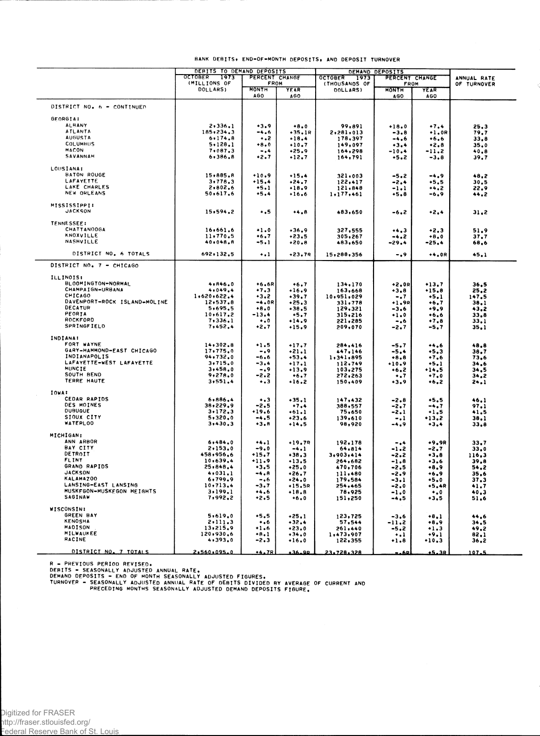BANK DEBITS, END-OF-MONTH DEPOSITS, AND DEPOSIT TURNOVER

| | DEBITS TO DEMAND DEPOSITS | | | DEMAND DEPOSITS | | | ANNUAL RATE OF TURNOVER |
|---|---|---|---|---|---|---|---|
| | OCTOBER 1973 (MILLIONS OF DOLLARS) | PERCENT CHANGE FROM | | OCTOBER 1973 (THOUSANDS OF DOLLARS) | PERCENT CHANGE FROM | | |
| | | MONTH AGO | YEAR AGO | | MONTH AGO | YEAR AGO | |
| DISTRICT NO. 6 - CONTINUED | | | | | | | |
| GEORGIA: | | | | | | | |
| ALBANY | 2,336.1 | +3.9 | +8.0 | 99,891 | +18.0 | +7.4 | 25.3 |
| ATLANTA | 185,234.3 | -4.6 | +35.1R | 2,281,013 | -3.8 | +1.0R | 79.7 |
| AUGUSTA | 6,174.8 | +.2 | +18.4 | 178,397 | -4.6 | +6.6 | 33.8 |
| COLUMBUS | 5,128.1 | +8.0 | +10.7 | 149,097 | +3.4 | +2.8 | 35.0 |
| MACON | 7,087.3 | -.4 | +25.9 | 164,298 | -10.4 | -11.2 | 40.8 |
| SAVANNAH | 6,386.8 | +2.7 | +12.7 | 164,791 | +5.2 | -3.8 | 39.7 |
| LOUISIANA: | | | | | | | |
| BATON ROUGE | 15,885.8 | +10.9 | +15.4 | 321,003 | -5.2 | -4.9 | 48.2 |
| LAFAYETTE | 3,778.3 | +15.4 | +24.7 | 122,417 | -2.4 | +5.5 | 30.5 |
| LAKE CHARLES | 2,802.6 | +5.1 | +18.9 | 121,848 | -1.1 | +4.2 | 22.9 |
| NEW ORLEANS | 50,617.6 | +5.4 | +16.6 | 1,177,461 | +5.8 | -6.9 | 44.2 |
| MISSISSIPPI: | | | | | | | |
| JACKSON | 15,594.2 | +.5 | +4.8 | 483,650 | -6.2 | +2.4 | 31.2 |
| TENNESSEE: | | | | | | | |
| CHATTANOOGA | 16,661.6 | +1.0 | +36.9 | 327,555 | +4.3 | +2.3 | 51.9 |
| KNOXVILLE | 11,770.5 | +6.7 | +23.5 | 305,267 | -4.2 | +8.0 | 37.7 |
| NASHVILLE | 40,048.8 | -5.1 | +20.8 | 483,650 | -29.4 | -25.4 | 68.6 |
| DISTRICT NO. 6 TOTALS | 692,132.5 | +.1 | +23.7R | 15,288,356 | -.9 | +4.0R | 45.1 |
| DISTRICT NO. 7 - CHICAGO | | | | | | | |
| ILLINOIS: | | | | | | | |
| BLOOMINGTON-NORMAL | 4,846.0 | +6.6R | +6.7 | 134,170 | +2.0R | +13.7 | 36.5 |
| CHAMPAIGN-URBANA | 4,049.4 | +7.3 | +16.9 | 163,668 | +3.8 | +15.8 | 25.2 |
| CHICAGO | 1,620,622.4 | +3.2 | +39.7 | 10,951,029 | -.7 | +5.1 | 147.5 |
| DAVENPORT-ROCK ISLAND-MOLINE | 12,537.8 | -4.0R | +25.3 | 331,778 | +1.9R | +6.7 | 38.1 |
| DECATUR | 5,695.5 | +8.0 | +38.5 | 129,321 | -3.6 | +9.9 | 43.2 |
| PEORIA | 10,617.2 | -13.4 | +5.7 | 315,216 | +1.0 | +6.6 | 33.8 |
| ROCKFORD | 7,336.1 | +.0 | +14.9 | 221,285 | -.6 | +7.8 | 33.1 |
| SPRINGFIELD | 7,452.4 | +2.7 | +15.9 | 209,070 | -2.7 | -5.7 | 35.1 |
| INDIANA: | | | | | | | |
| FORT WAYNE | 14,302.8 | +1.5 | +17.7 | 284,416 | -5.7 | +4.6 | 48.8 |
| GARY-HAMMOND-EAST CHICAGO | 17,775.0 | -.9 | +21.1 | 447,146 | -5.4 | +5.3 | 38.7 |
| INDIANAPOLIS | 94,732.0 | -6.6 | +53.4 | 1,341,895 | +8.8 | +7.6 | 73.6 |
| LAFAYETTE-WEST LAFAYETTE | 3,715.0 | -3.4 | +17.1 | 112,749 | +10.9 | +5.1 | 34.6 |
| MUNCIE | 3,458.0 | -.9 | +13.9 | 103,275 | +6.2 | +14.5 | 34.5 |
| SOUTH BEND | 9,278.0 | -2.2 | +6.7 | 272,263 | +.7 | +7.0 | 34.2 |
| TERRE HAUTE | 3,551.4 | +.3 | +16.2 | 150,409 | +3.9 | +6.2 | 24.1 |
| IOWA: | | | | | | | |
| CEDAR RAPIDS | 6,886.4 | +.3 | +35.1 | 147,432 | -2.8 | +5.5 | 46.1 |
| DES MOINES | 38,229.9 | -2.5 | +7.4 | 388,557 | -2.7 | -4.7 | 97.1 |
| DUBUQUE | 3,172.3 | +19.6 | +61.1 | 75,650 | -2.1 | +1.5 | 41.5 |
| SIOUX CITY | 5,320.0 | -4.5 | +23.6 | 139,610 | -.1 | +13.2 | 38.1 |
| WATERLOO | 3,430.3 | +3.8 | +14.5 | 98,920 | -4.9 | +3.4 | 33.8 |
| MICHIGAN: | | | | | | | |
| ANN ARBOR | 6,484.0 | +4.1 | +19.7R | 192,178 | -.4 | +9.9R | 33.7 |
| BAY CITY | 2,153.0 | -9.0 | -4.1 | 64,814 | -1.2 | -2.7 | 33.0 |
| DETROIT | 458,956.6 | +15.7 | +38.3 | 3,903,414 | -2.2 | +3.8 | 116.3 |
| FLINT | 10,639.4 | +11.9 | +13.5 | 264,682 | -1.8 | +3.6 | 39.8 |
| GRAND RAPIDS | 25,848.4 | +3.5 | +25.0 | 470,706 | -2.5 | +8.9 | 54.2 |
| JACKSON | 4,031.1 | -4.8 | +26.7 | 111,480 | -2.9 | +6.9 | 35.6 |
| KALAMAZOO | 6,799.9 | -.6 | +24.0 | 179,584 | -3.1 | +5.0 | 37.3 |
| LANSING-EAST LANSING | 10,713.4 | -3.7 | +15.5R | 254,465 | -2.0 | +5.4R | 41.7 |
| MUSKEGON-MUSKEGON HEIGHTS | 3,199.1 | +4.6 | +18.8 | 78,925 | -1.0 | +.0 | 40.3 |
| SAGINAW | 7,992.2 | +2.5 | +6.0 | 151,250 | -4.5 | +3.5 | 51.6 |
| WISCONSIN: | | | | | | | |
| GREEN BAY | 5,619.0 | +5.5 | +25.1 | 123,725 | -3.6 | +8.1 | 44.6 |
| KENOSHA | 2,111.3 | +.6 | +32.4 | 57,544 | -11.2 | +8.9 | 34.5 |
| MADISON | 13,215.9 | +1.6 | +23.0 | 261,440 | -5.2 | +1.3 | 49.2 |
| MILWAUKEE | 120,930.6 | +8.1 | +34.0 | 1,473,907 | +.1 | +9.1 | 82.1 |
| RACINE | 4,393.0 | -2.3 | +16.0 | 122,355 | +1.8 | +10.3 | 36.2 |
| DISTRICT NO. 7 TOTALS | 2,560,095.0 | +4.7R | +36.9R | 23,728,328 | -.6R | +5.3R | 107.5 |

R - PREVIOUS PERIOD REVISED.
DEBITS - SEASONALLY ADJUSTED ANNUAL RATE.
DEMAND DEPOSITS - END OF MONTH SEASONALLY ADJUSTED FIGURES.
TURNOVER - SEASONALLY ADJUSTED ANNUAL RATE OF DEBITS DIVIDED BY AVERAGE OF CURRENT AND PRECEDING MONTHS SEASONALLY ADJUSTED DEMAND DEPOSITS FIGURE.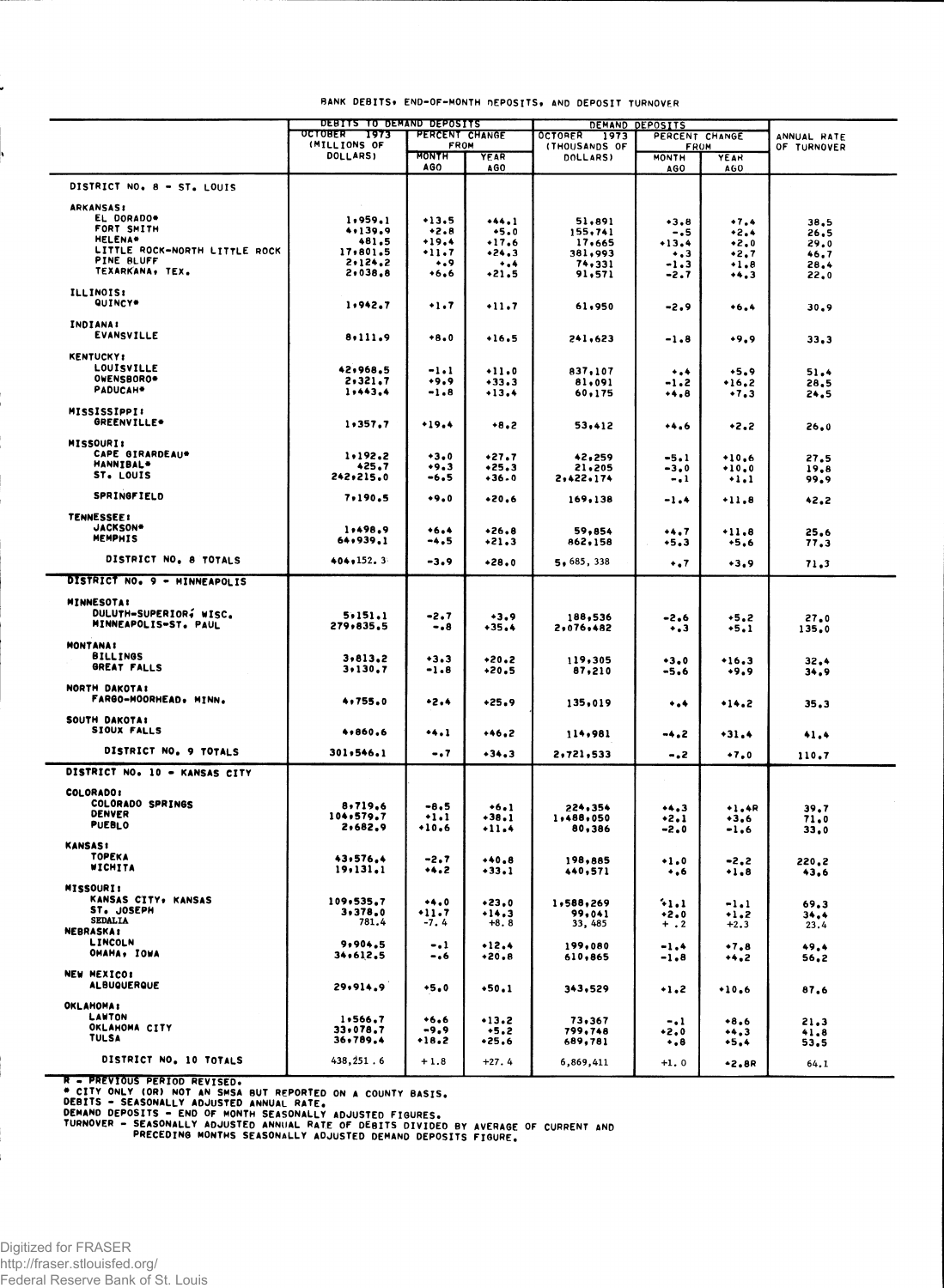BANK DEBITS, END-OF-MONTH DEPOSITS, AND DEPOSIT TURNOVER

| | DEBITS TO DEMAND DEPOSITS | | | DEMAND DEPOSITS | | | ANNUAL RATE OF TURNOVER |
|---|---|---|---|---|---|---|---|
| | OCTOBER 1973 (MILLIONS OF DOLLARS) | PERCENT CHANGE FROM | | OCTOBER 1973 (THOUSANDS OF DOLLARS) | PERCENT CHANGE FROM | | |
| | | MONTH AGO | YEAR AGO | | MONTH AGO | YEAR AGO | |
| **DISTRICT NO. 8 - ST. LOUIS** | | | | | | | |
| **ARKANSAS:** | | | | | | | |
| EL DORADO* | 1,959.1 | +13.5 | +44.1 | 51,891 | +3.8 | +7.4 | 38.5 |
| FORT SMITH | 4,139.9 | +2.8 | +5.0 | 155,741 | -.5 | +2.4 | 26.5 |
| HELENA* | 481.5 | +19.4 | +17.6 | 17,665 | +13.4 | +2.0 | 29.0 |
| LITTLE ROCK-NORTH LITTLE ROCK | 17,801.5 | +11.7 | +24.3 | 381,993 | +.3 | +2.7 | 46.7 |
| PINE BLUFF | 2,124.2 | +.9 | +.4 | 74,331 | -1.3 | +1.8 | 28.4 |
| TEXARKANA, TEX. | 2,038.8 | +6.6 | +21.5 | 91,571 | -2.7 | +4.3 | 22.0 |
| **ILLINOIS:** | | | | | | | |
| QUINCY* | 1,942.7 | +1.7 | +11.7 | 61,950 | -2.9 | +6.4 | 30.9 |
| **INDIANA:** | | | | | | | |
| EVANSVILLE | 8,111.9 | +8.0 | +16.5 | 241,623 | -1.8 | +9.9 | 33.3 |
| **KENTUCKY:** | | | | | | | |
| LOUISVILLE | 42,968.5 | -1.1 | +11.0 | 837,107 | +.4 | +5.9 | 51.4 |
| OWENSBORO* | 2,321.7 | +9.9 | +33.3 | 81,091 | -1.2 | +16.2 | 28.5 |
| PADUCAH* | 1,443.4 | -1.8 | +13.4 | 60,175 | +4.8 | +7.3 | 24.5 |
| **MISSISSIPPI:** | | | | | | | |
| GREENVILLE* | 1,357.7 | +19.4 | +8.2 | 53,412 | +4.6 | +2.2 | 26.0 |
| **MISSOURI:** | | | | | | | |
| CAPE GIRARDEAU* | 1,192.2 | +3.0 | +27.7 | 42,259 | -5.1 | +10.6 | 27.5 |
| HANNIBAL* | 425.7 | +9.3 | +25.3 | 21,205 | -3.0 | +10.0 | 19.8 |
| ST. LOUIS | 242,215.0 | -6.5 | +36.0 | 2,422,174 | -.1 | +1.1 | 99.9 |
| SPRINGFIELD | 7,190.5 | +9.0 | +20.6 | 169,138 | -1.4 | +11.8 | 42.2 |
| **TENNESSEE:** | | | | | | | |
| JACKSON* | 1,498.9 | +6.4 | +26.8 | 59,854 | +4.7 | +11.8 | 25.6 |
| MEMPHIS | 64,939.1 | -4.5 | +21.3 | 862,158 | +5.3 | +5.6 | 77.3 |
| DISTRICT NO. 8 TOTALS | 404,152.3 | -3.9 | +28.0 | 5,685,338 | +.7 | +3.9 | 71.3 |
| **DISTRICT NO. 9 - MINNEAPOLIS** | | | | | | | |
| **MINNESOTA:** | | | | | | | |
| DULUTH-SUPERIOR, WISC. | 5,151.1 | -2.7 | +3.9 | 188,536 | -2.6 | +5.2 | 27.0 |
| MINNEAPOLIS-ST. PAUL | 279,835.5 | -.8 | +35.4 | 2,076,482 | +.3 | +5.1 | 135.0 |
| **MONTANA:** | | | | | | | |
| BILLINGS | 3,813.2 | +3.3 | +20.2 | 119,305 | +3.0 | +16.3 | 32.4 |
| GREAT FALLS | 3,130.7 | -1.8 | +20.5 | 87,210 | -5.6 | +9.9 | 34.9 |
| **NORTH DAKOTA:** | | | | | | | |
| FARGO-MOORHEAD, MINN. | 4,755.0 | +2.4 | +25.9 | 135,019 | +.4 | +14.2 | 35.3 |
| **SOUTH DAKOTA:** | | | | | | | |
| SIOUX FALLS | 4,860.6 | +4.1 | +46.2 | 114,981 | -4.2 | +31.4 | 41.4 |
| DISTRICT NO. 9 TOTALS | 301,546.1 | -.7 | +34.3 | 2,721,533 | -.2 | +7.0 | 110.7 |
| **DISTRICT NO. 10 - KANSAS CITY** | | | | | | | |
| **COLORADO:** | | | | | | | |
| COLORADO SPRINGS | 8,719.6 | -8.5 | +6.1 | 224,354 | +4.3 | +1.4R | 39.7 |
| DENVER | 104,579.7 | +1.1 | +38.1 | 1,488,050 | +2.1 | +3.6 | 71.0 |
| PUEBLO | 2,682.9 | +10.6 | +11.4 | 80,386 | -2.0 | -1.6 | 33.0 |
| **KANSAS:** | | | | | | | |
| TOPEKA | 43,576.4 | -2.7 | +40.8 | 198,885 | +1.0 | -2.2 | 220.2 |
| WICHITA | 19,131.1 | +4.2 | +33.1 | 440,571 | +.6 | +1.8 | 43.6 |
| **MISSOURI:** | | | | | | | |
| KANSAS CITY, KANSAS | 109,535.7 | +4.0 | +23.0 | 1,588,269 | +1.1 | -1.1 | 69.3 |
| ST. JOSEPH | 3,378.0 | +11.7 | +14.3 | 99,041 | +2.0 | +1.2 | 34.4 |
| SEDALIA | 781.4 | -7.4 | +8.8 | 33,485 | +.2 | +2.3 | 23.4 |
| **NEBRASKA:** | | | | | | | |
| LINCOLN | 9,904.5 | -.1 | +12.4 | 199,080 | -1.4 | +7.8 | 49.4 |
| OMAHA, IOWA | 34,612.5 | -.6 | +20.8 | 610,865 | -1.8 | +4.2 | 56.2 |
| **NEW MEXICO:** | | | | | | | |
| ALBUQUERQUE | 29,914.9 | +5.0 | +50.1 | 343,529 | +1.2 | +10.6 | 87.6 |
| **OKLAHOMA:** | | | | | | | |
| LAWTON | 1,566.7 | +6.6 | +13.2 | 73,367 | -.1 | +8.6 | 21.3 |
| OKLAHOMA CITY | 33,078.7 | -9.9 | +5.2 | 799,748 | +2.0 | +4.3 | 41.8 |
| TULSA | 36,789.4 | +18.2 | +25.6 | 689,781 | +.8 | +5.4 | 53.5 |
| DISTRICT NO. 10 TOTALS | 438,251.6 | +1.8 | +27.4 | 6,869,411 | +1.0 | +2.8R | 64.1 |

R - PREVIOUS PERIOD REVISED.
* CITY ONLY (OR) NOT AN SMSA BUT REPORTED ON A COUNTY BASIS.
DEBITS - SEASONALLY ADJUSTED ANNUAL RATE.
DEMAND DEPOSITS - END OF MONTH SEASONALLY ADJUSTED FIGURES.
TURNOVER - SEASONALLY ADJUSTED ANNUAL RATE OF DEBITS DIVIDED BY AVERAGE OF CURRENT AND PRECEDING MONTHS SEASONALLY ADJUSTED DEMAND DEPOSITS FIGURE.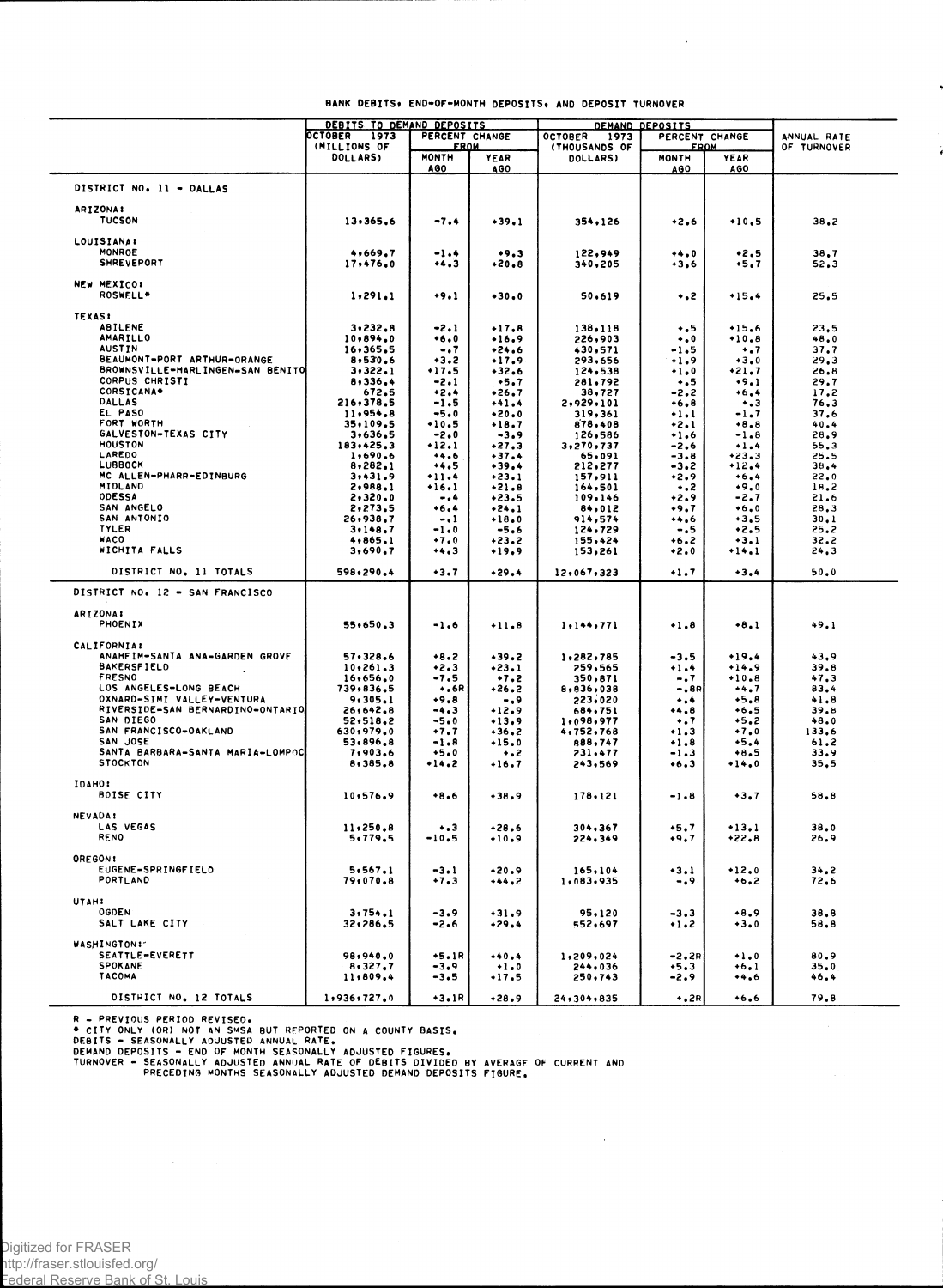BANK DEBITS, END-OF-MONTH DEPOSITS, AND DEPOSIT TURNOVER

| | DEBITS TO DEMAND DEPOSITS | | | DEMAND DEPOSITS | | | ANNUAL RATE OF TURNOVER |
|---|---|---|---|---|---|---|---|
| | OCTOBER 1973 (MILLIONS OF DOLLARS) | PERCENT CHANGE FROM | | OCTOBER 1973 (THOUSANDS OF DOLLARS) | PERCENT CHANGE FROM | | |
| | | MONTH AGO | YEAR AGO | | MONTH AGO | YEAR AGO | |
| DISTRICT NO. 11 - DALLAS | | | | | | | |
| ARIZONA: | | | | | | | |
| TUCSON | 13,365.6 | -7.4 | +39.1 | 354,126 | +2.6 | +10.5 | 38.2 |
| LOUISIANA: | | | | | | | |
| MONROE | 4,669.7 | -1.4 | +9.3 | 122,949 | +4.0 | +2.5 | 38.7 |
| SHREVEPORT | 17,476.0 | +4.3 | +20.8 | 340,205 | +3.6 | +5.7 | 52.3 |
| NEW MEXICO: | | | | | | | |
| ROSWELL* | 1,291.1 | +9.1 | +30.0 | 50,619 | +.2 | +15.4 | 25.5 |
| TEXAS: | | | | | | | |
| ABILENE | 3,232.8 | -2.1 | +17.8 | 138,118 | +.5 | +15.6 | 23.5 |
| AMARILLO | 10,894.0 | +6.0 | +16.9 | 226,903 | +.0 | +10.8 | 48.0 |
| AUSTIN | 16,365.5 | -.7 | +24.6 | 430,571 | -1.5 | +.7 | 37.7 |
| BEAUMONT-PORT ARTHUR-ORANGE | 8,530.6 | +3.2 | +17.9 | 293,656 | +1.9 | +3.0 | 29.3 |
| BROWNSVILLE-HARLINGEN-SAN BENITO | 3,322.1 | +17.5 | +32.6 | 124,538 | +1.0 | +21.7 | 26.8 |
| CORPUS CHRISTI | 8,336.4 | -2.1 | +5.7 | 281,792 | +.5 | +9.1 | 29.7 |
| CORSICANA* | 672.5 | +2.4 | +26.7 | 38,727 | -2.2 | +6.4 | 17.2 |
| DALLAS | 216,378.5 | -1.5 | +41.4 | 2,929,101 | +6.8 | +.3 | 76.3 |
| EL PASO | 11,954.8 | -5.0 | +20.0 | 319,361 | +1.1 | -1.7 | 37.6 |
| FORT WORTH | 35,109.5 | +10.5 | +18.7 | 878,408 | +2.1 | +8.8 | 40.4 |
| GALVESTON-TEXAS CITY | 3,636.5 | -2.0 | -3.9 | 126,586 | +1.6 | -1.8 | 28.9 |
| HOUSTON | 183,425.3 | +12.1 | +27.3 | 3,270,737 | -2.6 | +1.4 | 55.3 |
| LAREDO | 1,690.6 | +4.6 | +37.4 | 65,091 | -3.8 | +23.3 | 25.5 |
| LUBBOCK | 8,282.1 | +4.5 | +39.4 | 212,277 | -3.2 | +12.4 | 38.4 |
| MC ALLEN-PHARR-EDINBURG | 3,431.9 | +11.4 | +23.1 | 157,911 | +2.9 | +6.4 | 22.0 |
| MIDLAND | 2,988.1 | +16.1 | +21.8 | 164,501 | +.2 | +9.0 | 18.2 |
| ODESSA | 2,320.0 | -.4 | +23.5 | 109,146 | +2.9 | -2.7 | 21.6 |
| SAN ANGELO | 2,273.5 | +6.4 | +24.1 | 84,012 | +9.7 | +6.0 | 28.3 |
| SAN ANTONIO | 26,938.7 | -.1 | +18.0 | 914,574 | +4.6 | +3.5 | 30.1 |
| TYLER | 3,148.7 | -1.0 | -5.6 | 124,729 | -.5 | +2.5 | 25.2 |
| WACO | 4,865.1 | +7.0 | +23.2 | 155,424 | +6.2 | +3.1 | 32.2 |
| WICHITA FALLS | 3,690.7 | +4.3 | +19.9 | 153,261 | +2.0 | +14.1 | 24.3 |
| DISTRICT NO. 11 TOTALS | 598,290.4 | +3.7 | +29.4 | 12,067,323 | +1.7 | +3.4 | 50.0 |
| DISTRICT NO. 12 - SAN FRANCISCO | | | | | | | |
| ARIZONA: | | | | | | | |
| PHOENIX | 55,650.3 | -1.6 | +11.8 | 1,144,771 | +1.8 | +8.1 | 49.1 |
| CALIFORNIA: | | | | | | | |
| ANAHEIM-SANTA ANA-GARDEN GROVE | 57,328.6 | +8.2 | +39.2 | 1,282,785 | -3.5 | +19.4 | 43.9 |
| BAKERSFIELD | 10,261.3 | +2.3 | +23.1 | 259,565 | +1.4 | +14.9 | 39.8 |
| FRESNO | 16,656.0 | -7.5 | +7.2 | 350,871 | -.7 | +10.8 | 47.3 |
| LOS ANGELES-LONG BEACH | 739,836.5 | +.6R | +26.2 | 8,836,038 | -.8R | +4.7 | 83.4 |
| OXNARD-SIMI VALLEY-VENTURA | 9,305.1 | +9.8 | -.9 | 223,020 | +.4 | +5.8 | 41.8 |
| RIVERSIDE-SAN BERNARDINO-ONTARIO | 26,642.8 | -4.3 | +12.9 | 684,751 | +4.8 | +6.5 | 39.8 |
| SAN DIEGO | 52,518.2 | -5.0 | +13.9 | 1,098,977 | +.7 | +5.2 | 48.0 |
| SAN FRANCISCO-OAKLAND | 630,979.0 | +7.7 | +36.2 | 4,752,768 | +1.3 | +7.0 | 133.6 |
| SAN JOSE | 53,896.8 | -1.8 | +15.0 | 888,747 | +1.8 | +5.4 | 61.2 |
| SANTA BARBARA-SANTA MARIA-LOMPOC | 7,903.6 | +5.0 | +.2 | 231,477 | -1.3 | +8.5 | 33.9 |
| STOCKTON | 8,385.8 | +14.2 | +16.7 | 243,569 | +6.3 | +14.0 | 35.5 |
| IDAHO: | | | | | | | |
| BOISE CITY | 10,576.9 | +8.6 | +38.9 | 178,121 | -1.8 | +3.7 | 58.8 |
| NEVADA: | | | | | | | |
| LAS VEGAS | 11,250.8 | +.3 | +28.6 | 304,367 | +5.7 | +13.1 | 38.0 |
| RENO | 5,779.5 | -10.5 | +10.9 | 224,349 | +9.7 | +22.8 | 26.9 |
| OREGON: | | | | | | | |
| EUGENE-SPRINGFIELD | 5,567.1 | -3.1 | +20.9 | 165,104 | +3.1 | +12.0 | 34.2 |
| PORTLAND | 79,070.8 | +7.3 | +44.2 | 1,083,935 | -.9 | +6.2 | 72.6 |
| UTAH: | | | | | | | |
| OGDEN | 3,754.1 | -3.9 | +31.9 | 95,120 | -3.3 | +8.9 | 38.8 |
| SALT LAKE CITY | 32,286.5 | -2.6 | +29.4 | 552,697 | +1.2 | +3.0 | 58.8 |
| WASHINGTON: | | | | | | | |
| SEATTLE-EVERETT | 98,940.0 | +5.1R | +40.4 | 1,209,024 | -2.2R | +1.0 | 80.9 |
| SPOKANE | 8,327.7 | -3.9 | +1.0 | 244,036 | +5.3 | +6.1 | 35.0 |
| TACOMA | 11,809.4 | -3.5 | +17.5 | 250,743 | -2.9 | +4.6 | 46.4 |
| DISTRICT NO. 12 TOTALS | 1,936,727.0 | +3.1R | +28.9 | 24,304,835 | +.2R | +6.6 | 79.8 |

R - PREVIOUS PERIOD REVISED.
* CITY ONLY (OR) NOT AN SMSA BUT REPORTED ON A COUNTY BASIS.
DEBITS - SEASONALLY ADJUSTED ANNUAL RATE.
DEMAND DEPOSITS - END OF MONTH SEASONALLY ADJUSTED FIGURES.
TURNOVER - SEASONALLY ADJUSTED ANNUAL RATE OF DEBITS DIVIDED BY AVERAGE OF CURRENT AND PRECEDING MONTHS SEASONALLY ADJUSTED DEMAND DEPOSITS FIGURE.